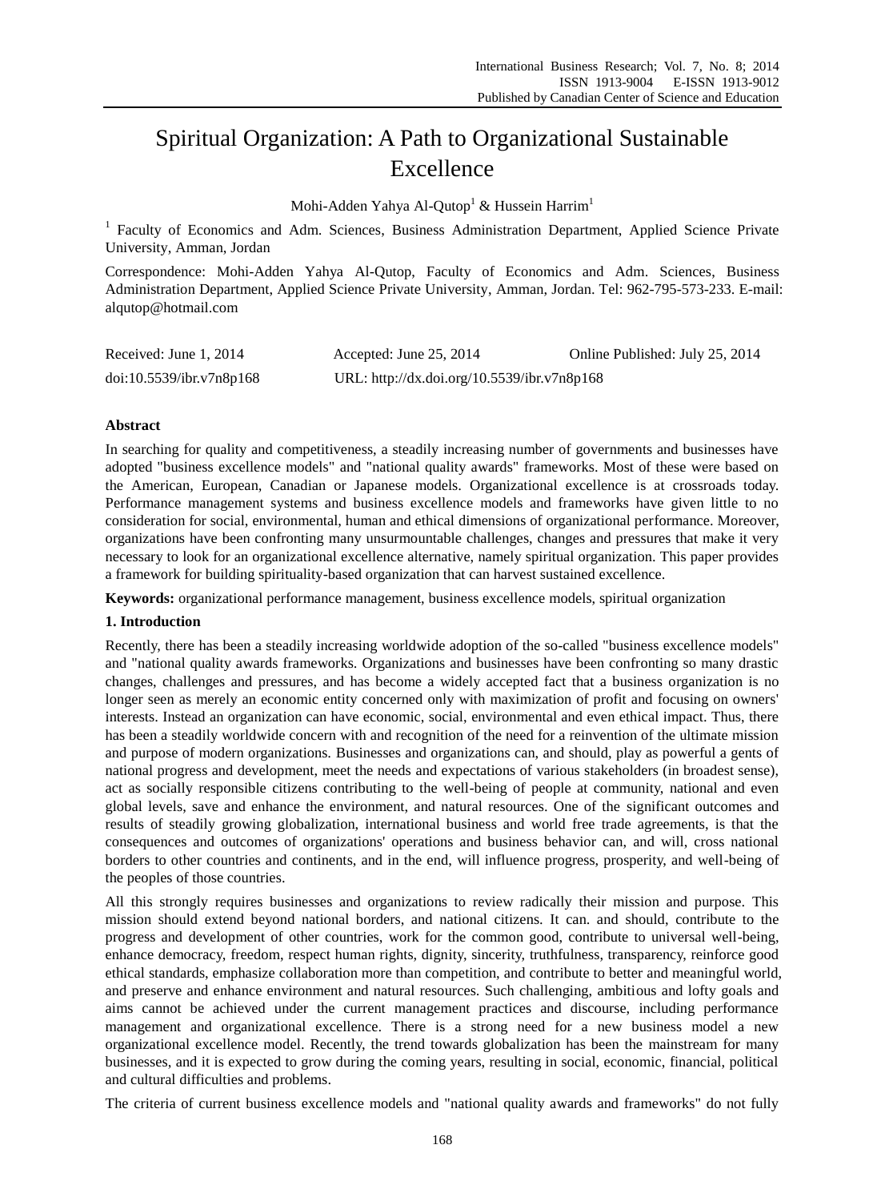# Spiritual Organization: A Path to Organizational Sustainable Excellence

Mohi-Adden Yahya Al-Qutop[1] & Hussein Harrim[1]

[1] Faculty of Economics and Adm. Sciences, Business Administration Department, Applied Science Private University, Amman, Jordan

Correspondence: Mohi-Adden Yahya Al-Qutop, Faculty of Economics and Adm. Sciences, Business Administration Department, Applied Science Private University, Amman, Jordan. Tel: 962-795-573-233. E-mail: alqutop@hotmail.com

Received: June 1, 2014    Accepted: June 25, 2014    Online Published: July 25, 2014

doi:10.5539/ibr.v7n8p168    URL: http://dx.doi.org/10.5539/ibr.v7n8p168

**Abstract**

In searching for quality and competitiveness, a steadily increasing number of governments and businesses have adopted "business excellence models" and "national quality awards" frameworks. Most of these were based on the American, European, Canadian or Japanese models. Organizational excellence is at crossroads today. Performance management systems and business excellence models and frameworks have given little to no consideration for social, environmental, human and ethical dimensions of organizational performance. Moreover, organizations have been confronting many unsurmountable challenges, changes and pressures that make it very necessary to look for an organizational excellence alternative, namely spiritual organization. This paper provides a framework for building spirituality-based organization that can harvest sustained excellence.

**Keywords:** organizational performance management, business excellence models, spiritual organization

## 1. Introduction

Recently, there has been a steadily increasing worldwide adoption of the so-called "business excellence models" and "national quality awards frameworks. Organizations and businesses have been confronting so many drastic changes, challenges and pressures, and has become a widely accepted fact that a business organization is no longer seen as merely an economic entity concerned only with maximization of profit and focusing on owners' interests. Instead an organization can have economic, social, environmental and even ethical impact. Thus, there has been a steadily worldwide concern with and recognition of the need for a reinvention of the ultimate mission and purpose of modern organizations. Businesses and organizations can, and should, play as powerful a gents of national progress and development, meet the needs and expectations of various stakeholders (in broadest sense), act as socially responsible citizens contributing to the well-being of people at community, national and even global levels, save and enhance the environment, and natural resources. One of the significant outcomes and results of steadily growing globalization, international business and world free trade agreements, is that the consequences and outcomes of organizations' operations and business behavior can, and will, cross national borders to other countries and continents, and in the end, will influence progress, prosperity, and well-being of the peoples of those countries.

All this strongly requires businesses and organizations to review radically their mission and purpose. This mission should extend beyond national borders, and national citizens. It can. and should, contribute to the progress and development of other countries, work for the common good, contribute to universal well-being, enhance democracy, freedom, respect human rights, dignity, sincerity, truthfulness, transparency, reinforce good ethical standards, emphasize collaboration more than competition, and contribute to better and meaningful world, and preserve and enhance environment and natural resources. Such challenging, ambitious and lofty goals and aims cannot be achieved under the current management practices and discourse, including performance management and organizational excellence. There is a strong need for a new business model a new organizational excellence model. Recently, the trend towards globalization has been the mainstream for many businesses, and it is expected to grow during the coming years, resulting in social, economic, financial, political and cultural difficulties and problems.

The criteria of current business excellence models and "national quality awards and frameworks" do not fully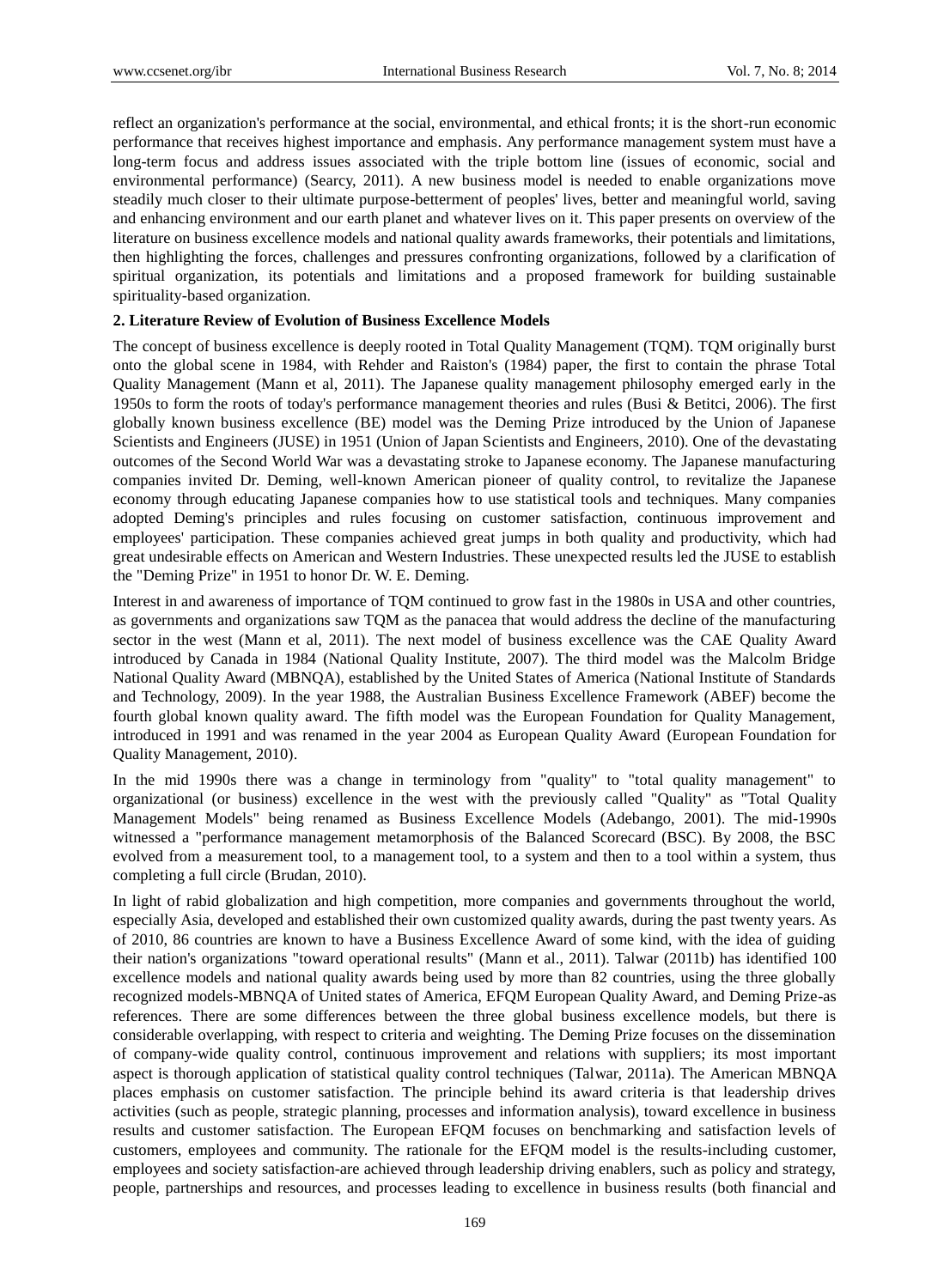reflect an organization's performance at the social, environmental, and ethical fronts; it is the short-run economic performance that receives highest importance and emphasis. Any performance management system must have a long-term focus and address issues associated with the triple bottom line (issues of economic, social and environmental performance) (Searcy, 2011). A new business model is needed to enable organizations move steadily much closer to their ultimate purpose-betterment of peoples' lives, better and meaningful world, saving and enhancing environment and our earth planet and whatever lives on it. This paper presents on overview of the literature on business excellence models and national quality awards frameworks, their potentials and limitations, then highlighting the forces, challenges and pressures confronting organizations, followed by a clarification of spiritual organization, its potentials and limitations and a proposed framework for building sustainable spirituality-based organization.

## 2. Literature Review of Evolution of Business Excellence Models

The concept of business excellence is deeply rooted in Total Quality Management (TQM). TQM originally burst onto the global scene in 1984, with Rehder and Raiston's (1984) paper, the first to contain the phrase Total Quality Management (Mann et al, 2011). The Japanese quality management philosophy emerged early in the 1950s to form the roots of today's performance management theories and rules (Busi & Betitci, 2006). The first globally known business excellence (BE) model was the Deming Prize introduced by the Union of Japanese Scientists and Engineers (JUSE) in 1951 (Union of Japan Scientists and Engineers, 2010). One of the devastating outcomes of the Second World War was a devastating stroke to Japanese economy. The Japanese manufacturing companies invited Dr. Deming, well-known American pioneer of quality control, to revitalize the Japanese economy through educating Japanese companies how to use statistical tools and techniques. Many companies adopted Deming's principles and rules focusing on customer satisfaction, continuous improvement and employees' participation. These companies achieved great jumps in both quality and productivity, which had great undesirable effects on American and Western Industries. These unexpected results led the JUSE to establish the "Deming Prize" in 1951 to honor Dr. W. E. Deming.

Interest in and awareness of importance of TQM continued to grow fast in the 1980s in USA and other countries, as governments and organizations saw TQM as the panacea that would address the decline of the manufacturing sector in the west (Mann et al, 2011). The next model of business excellence was the CAE Quality Award introduced by Canada in 1984 (National Quality Institute, 2007). The third model was the Malcolm Bridge National Quality Award (MBNQA), established by the United States of America (National Institute of Standards and Technology, 2009). In the year 1988, the Australian Business Excellence Framework (ABEF) become the fourth global known quality award. The fifth model was the European Foundation for Quality Management, introduced in 1991 and was renamed in the year 2004 as European Quality Award (European Foundation for Quality Management, 2010).

In the mid 1990s there was a change in terminology from "quality" to "total quality management" to organizational (or business) excellence in the west with the previously called "Quality" as "Total Quality Management Models" being renamed as Business Excellence Models (Adebango, 2001). The mid-1990s witnessed a "performance management metamorphosis of the Balanced Scorecard (BSC). By 2008, the BSC evolved from a measurement tool, to a management tool, to a system and then to a tool within a system, thus completing a full circle (Brudan, 2010).

In light of rabid globalization and high competition, more companies and governments throughout the world, especially Asia, developed and established their own customized quality awards, during the past twenty years. As of 2010, 86 countries are known to have a Business Excellence Award of some kind, with the idea of guiding their nation's organizations "toward operational results" (Mann et al., 2011). Talwar (2011b) has identified 100 excellence models and national quality awards being used by more than 82 countries, using the three globally recognized models-MBNQA of United states of America, EFQM European Quality Award, and Deming Prize-as references. There are some differences between the three global business excellence models, but there is considerable overlapping, with respect to criteria and weighting. The Deming Prize focuses on the dissemination of company-wide quality control, continuous improvement and relations with suppliers; its most important aspect is thorough application of statistical quality control techniques (Talwar, 2011a). The American MBNQA places emphasis on customer satisfaction. The principle behind its award criteria is that leadership drives activities (such as people, strategic planning, processes and information analysis), toward excellence in business results and customer satisfaction. The European EFQM focuses on benchmarking and satisfaction levels of customers, employees and community. The rationale for the EFQM model is the results-including customer, employees and society satisfaction-are achieved through leadership driving enablers, such as policy and strategy, people, partnerships and resources, and processes leading to excellence in business results (both financial and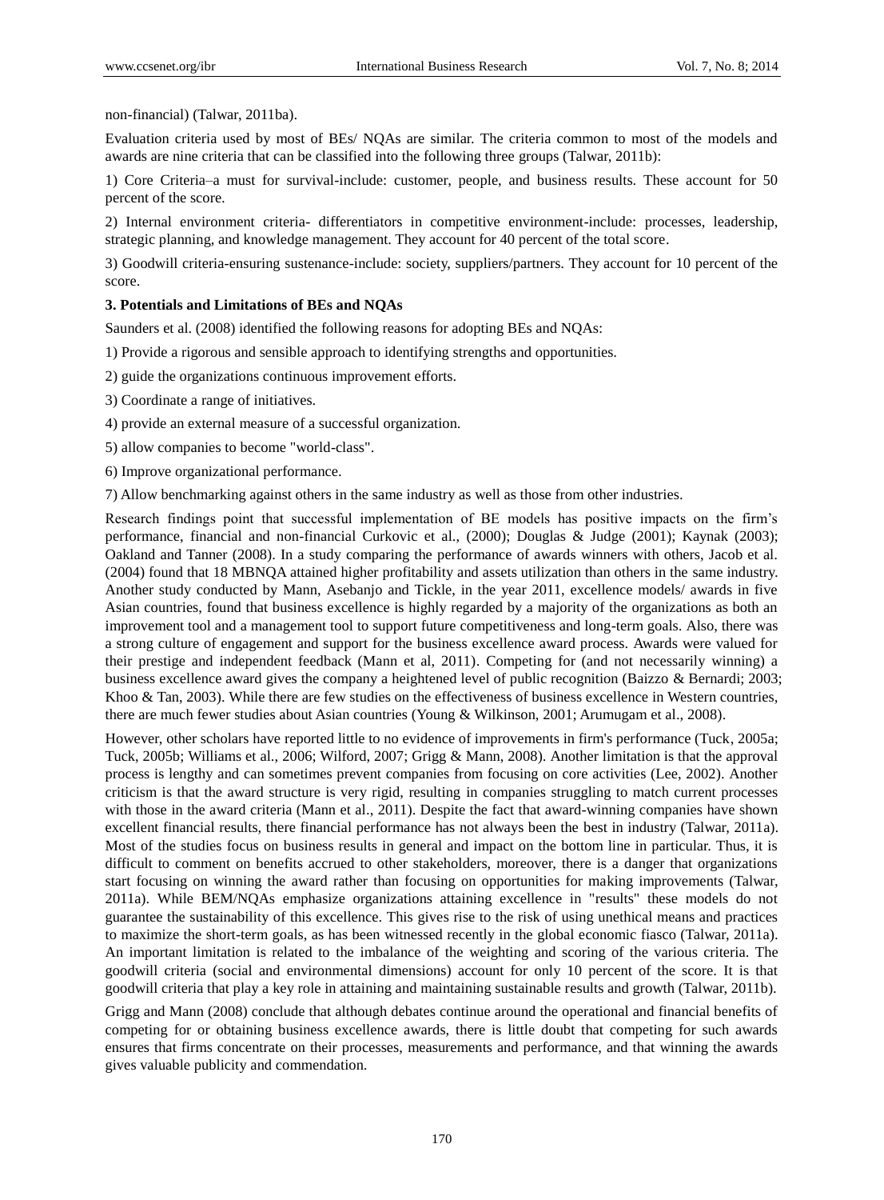non-financial) (Talwar, 2011ba).

Evaluation criteria used by most of BEs/ NQAs are similar. The criteria common to most of the models and awards are nine criteria that can be classified into the following three groups (Talwar, 2011b):

1) Core Criteria–a must for survival-include: customer, people, and business results. These account for 50 percent of the score.

2) Internal environment criteria- differentiators in competitive environment-include: processes, leadership, strategic planning, and knowledge management. They account for 40 percent of the total score.

3) Goodwill criteria-ensuring sustenance-include: society, suppliers/partners. They account for 10 percent of the score.

**3. Potentials and Limitations of BEs and NQAs**

Saunders et al. (2008) identified the following reasons for adopting BEs and NQAs:

1) Provide a rigorous and sensible approach to identifying strengths and opportunities.

2) guide the organizations continuous improvement efforts.

3) Coordinate a range of initiatives.

4) provide an external measure of a successful organization.

5) allow companies to become "world-class".

6) Improve organizational performance.

7) Allow benchmarking against others in the same industry as well as those from other industries.

Research findings point that successful implementation of BE models has positive impacts on the firm's performance, financial and non-financial Curkovic et al., (2000); Douglas & Judge (2001); Kaynak (2003); Oakland and Tanner (2008). In a study comparing the performance of awards winners with others, Jacob et al. (2004) found that 18 MBNQA attained higher profitability and assets utilization than others in the same industry. Another study conducted by Mann, Asebanjo and Tickle, in the year 2011, excellence models/ awards in five Asian countries, found that business excellence is highly regarded by a majority of the organizations as both an improvement tool and a management tool to support future competitiveness and long-term goals. Also, there was a strong culture of engagement and support for the business excellence award process. Awards were valued for their prestige and independent feedback (Mann et al, 2011). Competing for (and not necessarily winning) a business excellence award gives the company a heightened level of public recognition (Baizzo & Bernardi; 2003; Khoo & Tan, 2003). While there are few studies on the effectiveness of business excellence in Western countries, there are much fewer studies about Asian countries (Young & Wilkinson, 2001; Arumugam et al., 2008).

However, other scholars have reported little to no evidence of improvements in firm's performance (Tuck, 2005a; Tuck, 2005b; Williams et al., 2006; Wilford, 2007; Grigg & Mann, 2008). Another limitation is that the approval process is lengthy and can sometimes prevent companies from focusing on core activities (Lee, 2002). Another criticism is that the award structure is very rigid, resulting in companies struggling to match current processes with those in the award criteria (Mann et al., 2011). Despite the fact that award-winning companies have shown excellent financial results, there financial performance has not always been the best in industry (Talwar, 2011a). Most of the studies focus on business results in general and impact on the bottom line in particular. Thus, it is difficult to comment on benefits accrued to other stakeholders, moreover, there is a danger that organizations start focusing on winning the award rather than focusing on opportunities for making improvements (Talwar, 2011a). While BEM/NQAs emphasize organizations attaining excellence in "results" these models do not guarantee the sustainability of this excellence. This gives rise to the risk of using unethical means and practices to maximize the short-term goals, as has been witnessed recently in the global economic fiasco (Talwar, 2011a). An important limitation is related to the imbalance of the weighting and scoring of the various criteria. The goodwill criteria (social and environmental dimensions) account for only 10 percent of the score. It is that goodwill criteria that play a key role in attaining and maintaining sustainable results and growth (Talwar, 2011b).

Grigg and Mann (2008) conclude that although debates continue around the operational and financial benefits of competing for or obtaining business excellence awards, there is little doubt that competing for such awards ensures that firms concentrate on their processes, measurements and performance, and that winning the awards gives valuable publicity and commendation.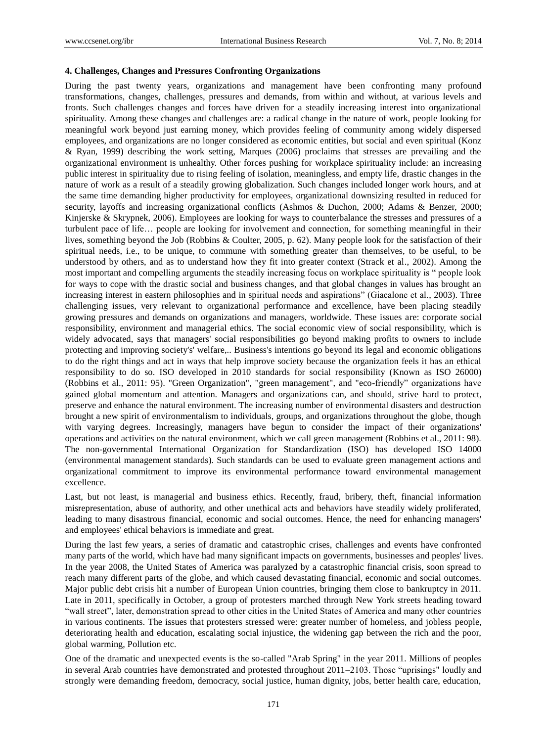#### 4. Challenges, Changes and Pressures Confronting Organizations

During the past twenty years, organizations and management have been confronting many profound transformations, changes, challenges, pressures and demands, from within and without, at various levels and fronts. Such challenges changes and forces have driven for a steadily increasing interest into organizational spirituality. Among these changes and challenges are: a radical change in the nature of work, people looking for meaningful work beyond just earning money, which provides feeling of community among widely dispersed employees, and organizations are no longer considered as economic entities, but social and even spiritual (Konz & Ryan, 1999) describing the work setting, Marques (2006) proclaims that stresses are prevailing and the organizational environment is unhealthy. Other forces pushing for workplace spirituality include: an increasing public interest in spirituality due to rising feeling of isolation, meaningless, and empty life, drastic changes in the nature of work as a result of a steadily growing globalization. Such changes included longer work hours, and at the same time demanding higher productivity for employees, organizational downsizing resulted in reduced for security, layoffs and increasing organizational conflicts (Ashmos & Duchon, 2000; Adams & Benzer, 2000; Kinjerske & Skrypnek, 2006). Employees are looking for ways to counterbalance the stresses and pressures of a turbulent pace of life… people are looking for involvement and connection, for something meaningful in their lives, something beyond the Job (Robbins & Coulter, 2005, p. 62). Many people look for the satisfaction of their spiritual needs, i.e., to be unique, to commune with something greater than themselves, to be useful, to be understood by others, and as to understand how they fit into greater context (Strack et al., 2002). Among the most important and compelling arguments the steadily increasing focus on workplace spirituality is " people look for ways to cope with the drastic social and business changes, and that global changes in values has brought an increasing interest in eastern philosophies and in spiritual needs and aspirations" (Giacalone et al., 2003). Three challenging issues, very relevant to organizational performance and excellence, have been placing steadily growing pressures and demands on organizations and managers, worldwide. These issues are: corporate social responsibility, environment and managerial ethics. The social economic view of social responsibility, which is widely advocated, says that managers' social responsibilities go beyond making profits to owners to include protecting and improving society's' welfare,.. Business's intentions go beyond its legal and economic obligations to do the right things and act in ways that help improve society because the organization feels it has an ethical responsibility to do so. ISO developed in 2010 standards for social responsibility (Known as ISO 26000) (Robbins et al., 2011: 95). "Green Organization", "green management", and "eco-friendly" organizations have gained global momentum and attention. Managers and organizations can, and should, strive hard to protect, preserve and enhance the natural environment. The increasing number of environmental disasters and destruction brought a new spirit of environmentalism to individuals, groups, and organizations throughout the globe, though with varying degrees. Increasingly, managers have begun to consider the impact of their organizations' operations and activities on the natural environment, which we call green management (Robbins et al., 2011: 98). The non-governmental International Organization for Standardization (ISO) has developed ISO 14000 (environmental management standards). Such standards can be used to evaluate green management actions and organizational commitment to improve its environmental performance toward environmental management excellence.

Last, but not least, is managerial and business ethics. Recently, fraud, bribery, theft, financial information misrepresentation, abuse of authority, and other unethical acts and behaviors have steadily widely proliferated, leading to many disastrous financial, economic and social outcomes. Hence, the need for enhancing managers' and employees' ethical behaviors is immediate and great.

During the last few years, a series of dramatic and catastrophic crises, challenges and events have confronted many parts of the world, which have had many significant impacts on governments, businesses and peoples' lives. In the year 2008, the United States of America was paralyzed by a catastrophic financial crisis, soon spread to reach many different parts of the globe, and which caused devastating financial, economic and social outcomes. Major public debt crisis hit a number of European Union countries, bringing them close to bankruptcy in 2011. Late in 2011, specifically in October, a group of protesters marched through New York streets heading toward "wall street", later, demonstration spread to other cities in the United States of America and many other countries in various continents. The issues that protesters stressed were: greater number of homeless, and jobless people, deteriorating health and education, escalating social injustice, the widening gap between the rich and the poor, global warming, Pollution etc.

One of the dramatic and unexpected events is the so-called "Arab Spring" in the year 2011. Millions of peoples in several Arab countries have demonstrated and protested throughout 2011–2103. Those "uprisings" loudly and strongly were demanding freedom, democracy, social justice, human dignity, jobs, better health care, education,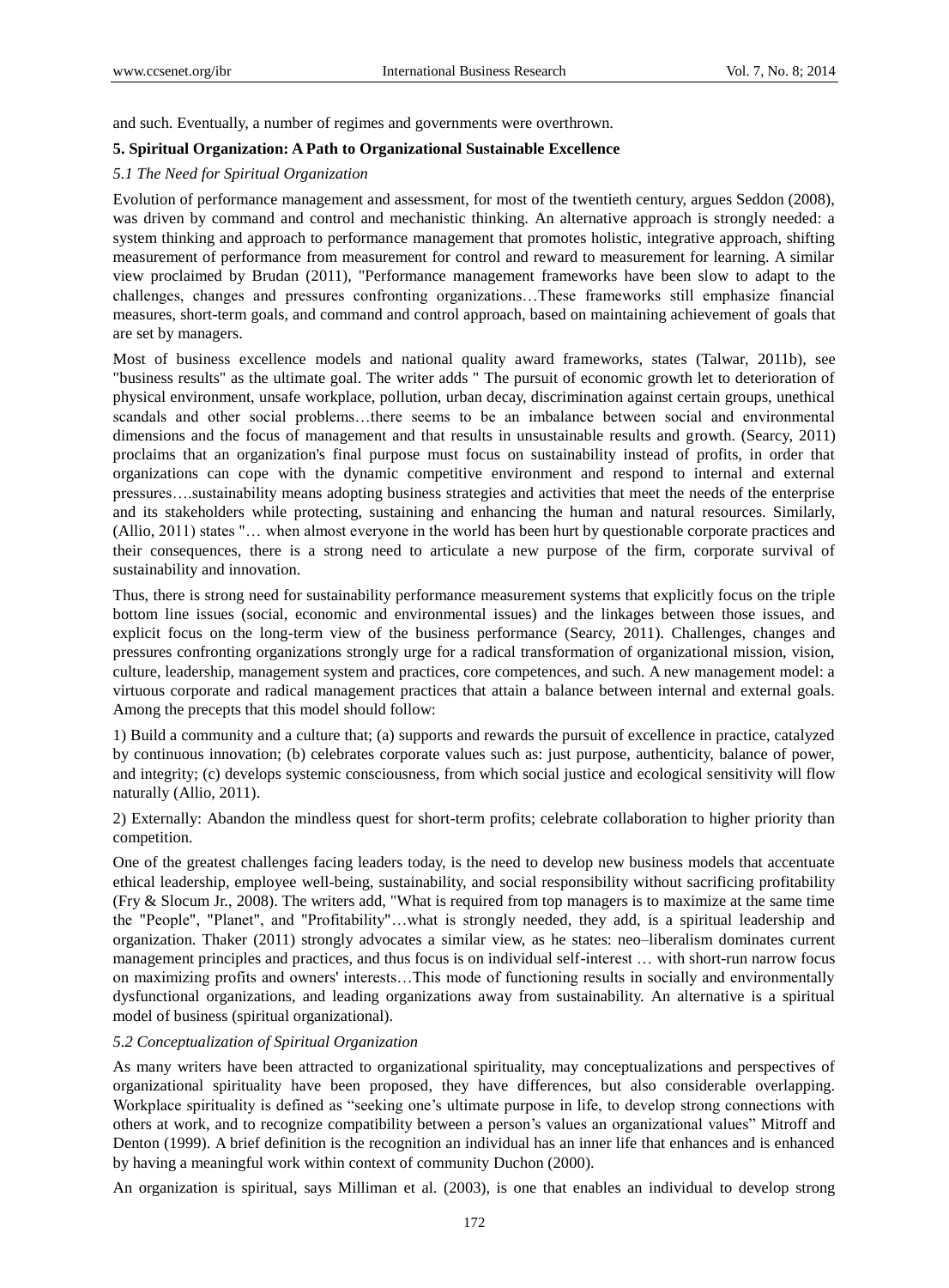and such. Eventually, a number of regimes and governments were overthrown.

## 5. Spiritual Organization: A Path to Organizational Sustainable Excellence

### *5.1 The Need for Spiritual Organization*

Evolution of performance management and assessment, for most of the twentieth century, argues Seddon (2008), was driven by command and control and mechanistic thinking. An alternative approach is strongly needed: a system thinking and approach to performance management that promotes holistic, integrative approach, shifting measurement of performance from measurement for control and reward to measurement for learning. A similar view proclaimed by Brudan (2011), "Performance management frameworks have been slow to adapt to the challenges, changes and pressures confronting organizations…These frameworks still emphasize financial measures, short-term goals, and command and control approach, based on maintaining achievement of goals that are set by managers.

Most of business excellence models and national quality award frameworks, states (Talwar, 2011b), see "business results" as the ultimate goal. The writer adds " The pursuit of economic growth let to deterioration of physical environment, unsafe workplace, pollution, urban decay, discrimination against certain groups, unethical scandals and other social problems…there seems to be an imbalance between social and environmental dimensions and the focus of management and that results in unsustainable results and growth. (Searcy, 2011) proclaims that an organization's final purpose must focus on sustainability instead of profits, in order that organizations can cope with the dynamic competitive environment and respond to internal and external pressures….sustainability means adopting business strategies and activities that meet the needs of the enterprise and its stakeholders while protecting, sustaining and enhancing the human and natural resources. Similarly, (Allio, 2011) states "… when almost everyone in the world has been hurt by questionable corporate practices and their consequences, there is a strong need to articulate a new purpose of the firm, corporate survival of sustainability and innovation.

Thus, there is strong need for sustainability performance measurement systems that explicitly focus on the triple bottom line issues (social, economic and environmental issues) and the linkages between those issues, and explicit focus on the long-term view of the business performance (Searcy, 2011). Challenges, changes and pressures confronting organizations strongly urge for a radical transformation of organizational mission, vision, culture, leadership, management system and practices, core competences, and such. A new management model: a virtuous corporate and radical management practices that attain a balance between internal and external goals. Among the precepts that this model should follow:

1) Build a community and a culture that; (a) supports and rewards the pursuit of excellence in practice, catalyzed by continuous innovation; (b) celebrates corporate values such as: just purpose, authenticity, balance of power, and integrity; (c) develops systemic consciousness, from which social justice and ecological sensitivity will flow naturally (Allio, 2011).

2) Externally: Abandon the mindless quest for short-term profits; celebrate collaboration to higher priority than competition.

One of the greatest challenges facing leaders today, is the need to develop new business models that accentuate ethical leadership, employee well-being, sustainability, and social responsibility without sacrificing profitability (Fry & Slocum Jr., 2008). The writers add, "What is required from top managers is to maximize at the same time the "People", "Planet", and "Profitability"…what is strongly needed, they add, is a spiritual leadership and organization. Thaker (2011) strongly advocates a similar view, as he states: neo–liberalism dominates current management principles and practices, and thus focus is on individual self-interest … with short-run narrow focus on maximizing profits and owners' interests…This mode of functioning results in socially and environmentally dysfunctional organizations, and leading organizations away from sustainability. An alternative is a spiritual model of business (spiritual organizational).

### *5.2 Conceptualization of Spiritual Organization*

As many writers have been attracted to organizational spirituality, may conceptualizations and perspectives of organizational spirituality have been proposed, they have differences, but also considerable overlapping. Workplace spirituality is defined as "seeking one's ultimate purpose in life, to develop strong connections with others at work, and to recognize compatibility between a person's values an organizational values" Mitroff and Denton (1999). A brief definition is the recognition an individual has an inner life that enhances and is enhanced by having a meaningful work within context of community Duchon (2000).

An organization is spiritual, says Milliman et al. (2003), is one that enables an individual to develop strong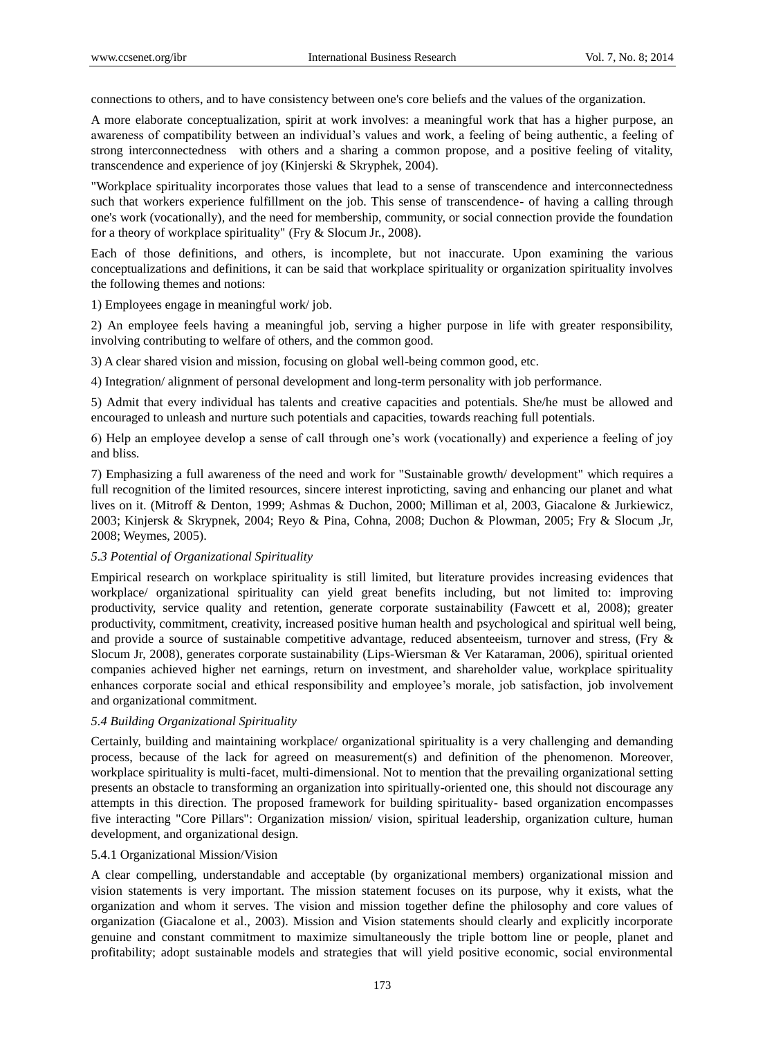connections to others, and to have consistency between one's core beliefs and the values of the organization.

A more elaborate conceptualization, spirit at work involves: a meaningful work that has a higher purpose, an awareness of compatibility between an individual's values and work, a feeling of being authentic, a feeling of strong interconnectedness with others and a sharing a common propose, and a positive feeling of vitality, transcendence and experience of joy (Kinjerski & Skryphek, 2004).

"Workplace spirituality incorporates those values that lead to a sense of transcendence and interconnectedness such that workers experience fulfillment on the job. This sense of transcendence- of having a calling through one's work (vocationally), and the need for membership, community, or social connection provide the foundation for a theory of workplace spirituality" (Fry & Slocum Jr., 2008).

Each of those definitions, and others, is incomplete, but not inaccurate. Upon examining the various conceptualizations and definitions, it can be said that workplace spirituality or organization spirituality involves the following themes and notions:

1) Employees engage in meaningful work/ job.

2) An employee feels having a meaningful job, serving a higher purpose in life with greater responsibility, involving contributing to welfare of others, and the common good.

3) A clear shared vision and mission, focusing on global well-being common good, etc.

4) Integration/ alignment of personal development and long-term personality with job performance.

5) Admit that every individual has talents and creative capacities and potentials. She/he must be allowed and encouraged to unleash and nurture such potentials and capacities, towards reaching full potentials.

6) Help an employee develop a sense of call through one's work (vocationally) and experience a feeling of joy and bliss.

7) Emphasizing a full awareness of the need and work for "Sustainable growth/ development" which requires a full recognition of the limited resources, sincere interest inproticting, saving and enhancing our planet and what lives on it. (Mitroff & Denton, 1999; Ashmas & Duchon, 2000; Milliman et al, 2003, Giacalone & Jurkiewicz, 2003; Kinjersk & Skrypnek, 2004; Reyo & Pina, Cohna, 2008; Duchon & Plowman, 2005; Fry & Slocum ,Jr, 2008; Weymes, 2005).

### *5.3 Potential of Organizational Spirituality*

Empirical research on workplace spirituality is still limited, but literature provides increasing evidences that workplace/ organizational spirituality can yield great benefits including, but not limited to: improving productivity, service quality and retention, generate corporate sustainability (Fawcett et al, 2008); greater productivity, commitment, creativity, increased positive human health and psychological and spiritual well being, and provide a source of sustainable competitive advantage, reduced absenteeism, turnover and stress, (Fry & Slocum Jr, 2008), generates corporate sustainability (Lips-Wiersman & Ver Kataraman, 2006), spiritual oriented companies achieved higher net earnings, return on investment, and shareholder value, workplace spirituality enhances corporate social and ethical responsibility and employee's morale, job satisfaction, job involvement and organizational commitment.

### *5.4 Building Organizational Spirituality*

Certainly, building and maintaining workplace/ organizational spirituality is a very challenging and demanding process, because of the lack for agreed on measurement(s) and definition of the phenomenon. Moreover, workplace spirituality is multi-facet, multi-dimensional. Not to mention that the prevailing organizational setting presents an obstacle to transforming an organization into spiritually-oriented one, this should not discourage any attempts in this direction. The proposed framework for building spirituality- based organization encompasses five interacting "Core Pillars": Organization mission/ vision, spiritual leadership, organization culture, human development, and organizational design.

#### 5.4.1 Organizational Mission/Vision

A clear compelling, understandable and acceptable (by organizational members) organizational mission and vision statements is very important. The mission statement focuses on its purpose, why it exists, what the organization and whom it serves. The vision and mission together define the philosophy and core values of organization (Giacalone et al., 2003). Mission and Vision statements should clearly and explicitly incorporate genuine and constant commitment to maximize simultaneously the triple bottom line or people, planet and profitability; adopt sustainable models and strategies that will yield positive economic, social environmental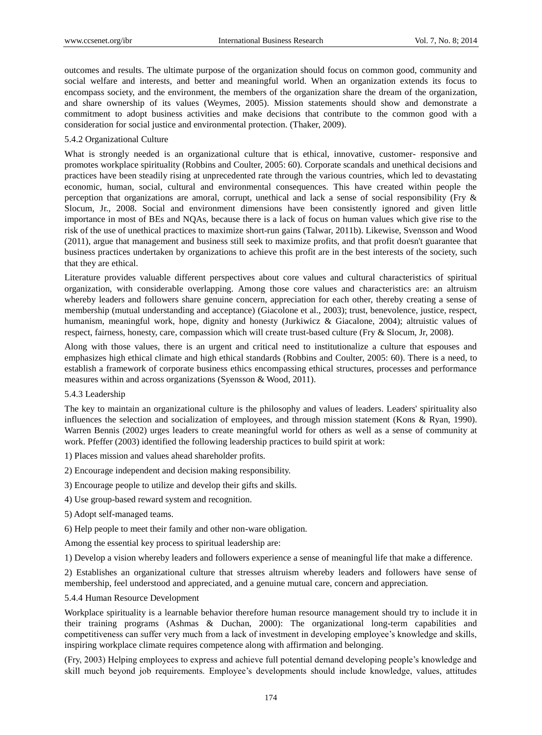outcomes and results. The ultimate purpose of the organization should focus on common good, community and social welfare and interests, and better and meaningful world. When an organization extends its focus to encompass society, and the environment, the members of the organization share the dream of the organization, and share ownership of its values (Weymes, 2005). Mission statements should show and demonstrate a commitment to adopt business activities and make decisions that contribute to the common good with a consideration for social justice and environmental protection. (Thaker, 2009).

#### 5.4.2 Organizational Culture

What is strongly needed is an organizational culture that is ethical, innovative, customer- responsive and promotes workplace spirituality (Robbins and Coulter, 2005: 60). Corporate scandals and unethical decisions and practices have been steadily rising at unprecedented rate through the various countries, which led to devastating economic, human, social, cultural and environmental consequences. This have created within people the perception that organizations are amoral, corrupt, unethical and lack a sense of social responsibility (Fry & Slocum, Jr., 2008. Social and environment dimensions have been consistently ignored and given little importance in most of BEs and NQAs, because there is a lack of focus on human values which give rise to the risk of the use of unethical practices to maximize short-run gains (Talwar, 2011b). Likewise, Svensson and Wood (2011), argue that management and business still seek to maximize profits, and that profit doesn't guarantee that business practices undertaken by organizations to achieve this profit are in the best interests of the society, such that they are ethical.

Literature provides valuable different perspectives about core values and cultural characteristics of spiritual organization, with considerable overlapping. Among those core values and characteristics are: an altruism whereby leaders and followers share genuine concern, appreciation for each other, thereby creating a sense of membership (mutual understanding and acceptance) (Giacolone et al., 2003); trust, benevolence, justice, respect, humanism, meaningful work, hope, dignity and honesty (Jurkiwicz & Giacalone, 2004); altruistic values of respect, fairness, honesty, care, compassion which will create trust-based culture (Fry & Slocum, Jr, 2008).

Along with those values, there is an urgent and critical need to institutionalize a culture that espouses and emphasizes high ethical climate and high ethical standards (Robbins and Coulter, 2005: 60). There is a need, to establish a framework of corporate business ethics encompassing ethical structures, processes and performance measures within and across organizations (Syensson & Wood, 2011).

#### 5.4.3 Leadership

The key to maintain an organizational culture is the philosophy and values of leaders. Leaders' spirituality also influences the selection and socialization of employees, and through mission statement (Kons & Ryan, 1990). Warren Bennis (2002) urges leaders to create meaningful world for others as well as a sense of community at work. Pfeffer (2003) identified the following leadership practices to build spirit at work:

1) Places mission and values ahead shareholder profits.

2) Encourage independent and decision making responsibility.

3) Encourage people to utilize and develop their gifts and skills.

4) Use group-based reward system and recognition.

5) Adopt self-managed teams.

6) Help people to meet their family and other non-ware obligation.

Among the essential key process to spiritual leadership are:

1) Develop a vision whereby leaders and followers experience a sense of meaningful life that make a difference.

2) Establishes an organizational culture that stresses altruism whereby leaders and followers have sense of membership, feel understood and appreciated, and a genuine mutual care, concern and appreciation.

#### 5.4.4 Human Resource Development

Workplace spirituality is a learnable behavior therefore human resource management should try to include it in their training programs (Ashmas & Duchan, 2000): The organizational long-term capabilities and competitiveness can suffer very much from a lack of investment in developing employee's knowledge and skills, inspiring workplace climate requires competence along with affirmation and belonging.

(Fry, 2003) Helping employees to express and achieve full potential demand developing people's knowledge and skill much beyond job requirements. Employee's developments should include knowledge, values, attitudes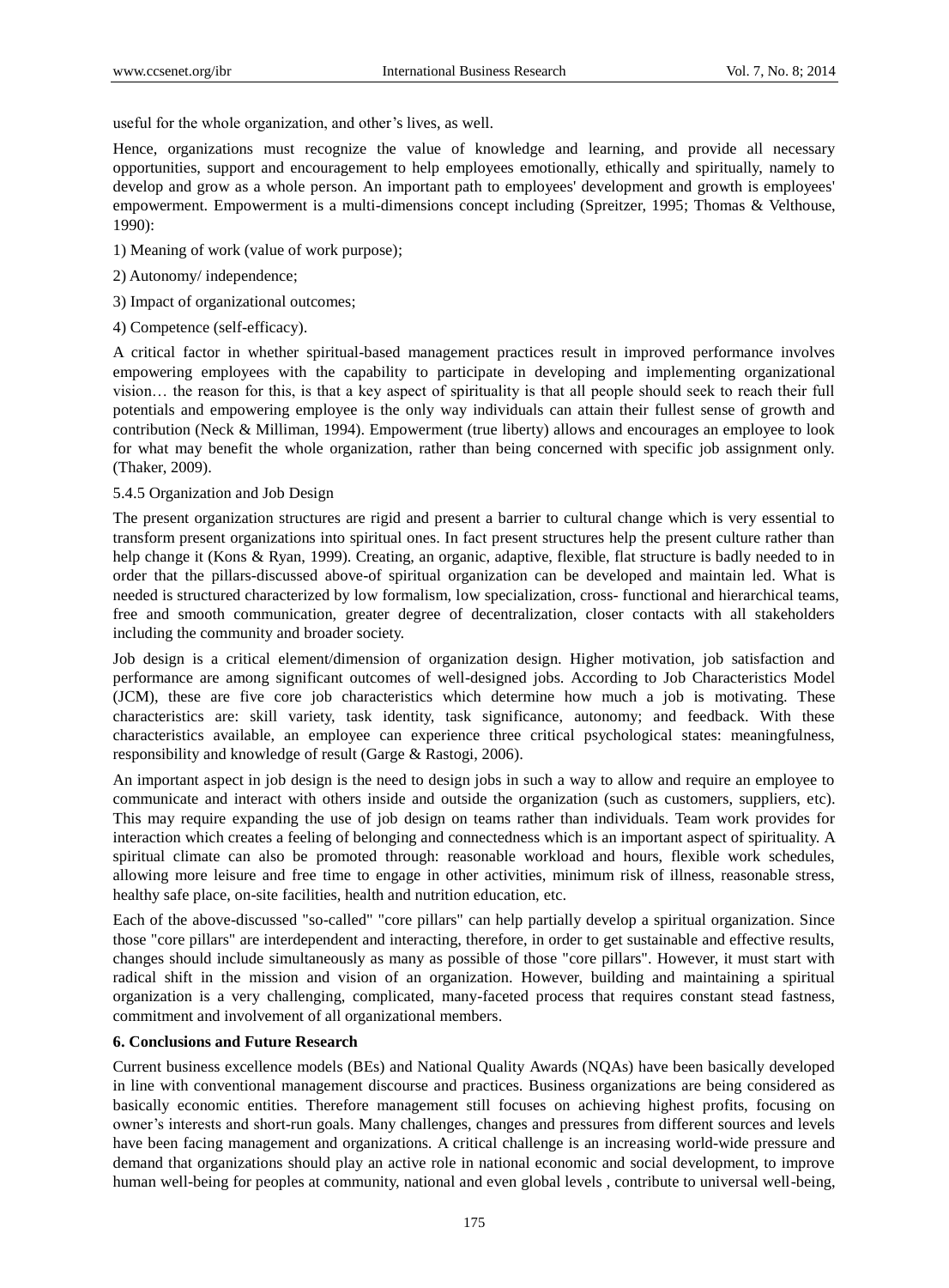useful for the whole organization, and other's lives, as well.

Hence, organizations must recognize the value of knowledge and learning, and provide all necessary opportunities, support and encouragement to help employees emotionally, ethically and spiritually, namely to develop and grow as a whole person. An important path to employees' development and growth is employees' empowerment. Empowerment is a multi-dimensions concept including (Spreitzer, 1995; Thomas & Velthouse, 1990):

1) Meaning of work (value of work purpose);

2) Autonomy/ independence;

3) Impact of organizational outcomes;

4) Competence (self-efficacy).

A critical factor in whether spiritual-based management practices result in improved performance involves empowering employees with the capability to participate in developing and implementing organizational vision… the reason for this, is that a key aspect of spirituality is that all people should seek to reach their full potentials and empowering employee is the only way individuals can attain their fullest sense of growth and contribution (Neck & Milliman, 1994). Empowerment (true liberty) allows and encourages an employee to look for what may benefit the whole organization, rather than being concerned with specific job assignment only. (Thaker, 2009).

#### 5.4.5 Organization and Job Design

The present organization structures are rigid and present a barrier to cultural change which is very essential to transform present organizations into spiritual ones. In fact present structures help the present culture rather than help change it (Kons & Ryan, 1999). Creating, an organic, adaptive, flexible, flat structure is badly needed to in order that the pillars-discussed above-of spiritual organization can be developed and maintain led. What is needed is structured characterized by low formalism, low specialization, cross- functional and hierarchical teams, free and smooth communication, greater degree of decentralization, closer contacts with all stakeholders including the community and broader society.

Job design is a critical element/dimension of organization design. Higher motivation, job satisfaction and performance are among significant outcomes of well-designed jobs. According to Job Characteristics Model (JCM), these are five core job characteristics which determine how much a job is motivating. These characteristics are: skill variety, task identity, task significance, autonomy; and feedback. With these characteristics available, an employee can experience three critical psychological states: meaningfulness, responsibility and knowledge of result (Garge & Rastogi, 2006).

An important aspect in job design is the need to design jobs in such a way to allow and require an employee to communicate and interact with others inside and outside the organization (such as customers, suppliers, etc). This may require expanding the use of job design on teams rather than individuals. Team work provides for interaction which creates a feeling of belonging and connectedness which is an important aspect of spirituality. A spiritual climate can also be promoted through: reasonable workload and hours, flexible work schedules, allowing more leisure and free time to engage in other activities, minimum risk of illness, reasonable stress, healthy safe place, on-site facilities, health and nutrition education, etc.

Each of the above-discussed "so-called" "core pillars" can help partially develop a spiritual organization. Since those "core pillars" are interdependent and interacting, therefore, in order to get sustainable and effective results, changes should include simultaneously as many as possible of those "core pillars". However, it must start with radical shift in the mission and vision of an organization. However, building and maintaining a spiritual organization is a very challenging, complicated, many-faceted process that requires constant stead fastness, commitment and involvement of all organizational members.

## 6. Conclusions and Future Research

Current business excellence models (BEs) and National Quality Awards (NQAs) have been basically developed in line with conventional management discourse and practices. Business organizations are being considered as basically economic entities. Therefore management still focuses on achieving highest profits, focusing on owner's interests and short-run goals. Many challenges, changes and pressures from different sources and levels have been facing management and organizations. A critical challenge is an increasing world-wide pressure and demand that organizations should play an active role in national economic and social development, to improve human well-being for peoples at community, national and even global levels , contribute to universal well-being,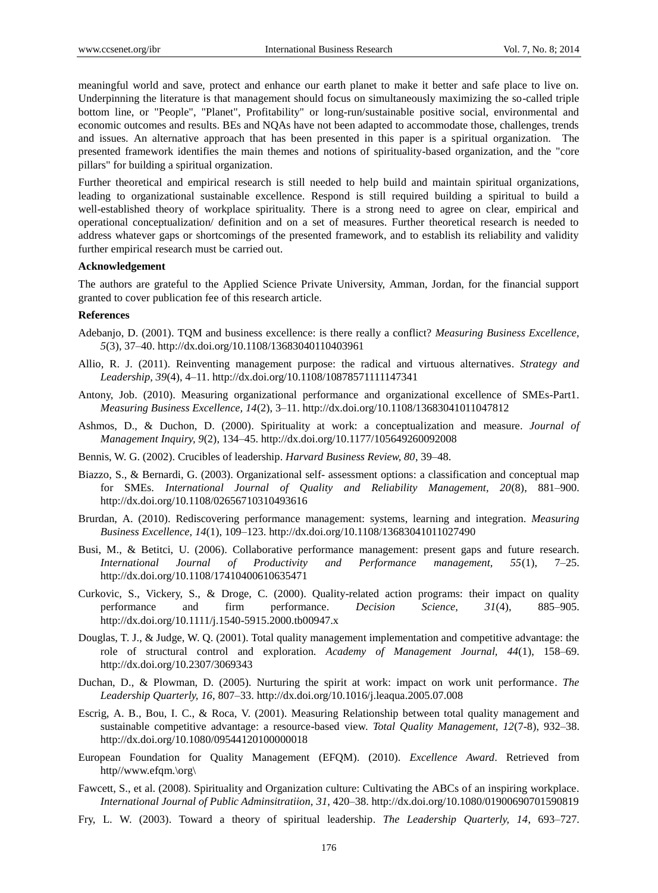meaningful world and save, protect and enhance our earth planet to make it better and safe place to live on. Underpinning the literature is that management should focus on simultaneously maximizing the so-called triple bottom line, or "People", "Planet", Profitability" or long-run/sustainable positive social, environmental and economic outcomes and results. BEs and NQAs have not been adapted to accommodate those, challenges, trends and issues. An alternative approach that has been presented in this paper is a spiritual organization. The presented framework identifies the main themes and notions of spirituality-based organization, and the "core pillars" for building a spiritual organization.

Further theoretical and empirical research is still needed to help build and maintain spiritual organizations, leading to organizational sustainable excellence. Respond is still required building a spiritual to build a well-established theory of workplace spirituality. There is a strong need to agree on clear, empirical and operational conceptualization/ definition and on a set of measures. Further theoretical research is needed to address whatever gaps or shortcomings of the presented framework, and to establish its reliability and validity further empirical research must be carried out.

**Acknowledgement**

The authors are grateful to the Applied Science Private University, Amman, Jordan, for the financial support granted to cover publication fee of this research article.

**References**

Adebanjo, D. (2001). TQM and business excellence: is there really a conflict? *Measuring Business Excellence, 5*(3), 37–40. http://dx.doi.org/10.1108/13683040110403961

Allio, R. J. (2011). Reinventing management purpose: the radical and virtuous alternatives. *Strategy and Leadership, 39*(4), 4–11. http://dx.doi.org/10.1108/10878571111147341

Antony, Job. (2010). Measuring organizational performance and organizational excellence of SMEs-Part1. *Measuring Business Excellence, 14*(2), 3–11. http://dx.doi.org/10.1108/13683041011047812

Ashmos, D., & Duchon, D. (2000). Spirituality at work: a conceptualization and measure. *Journal of Management Inquiry, 9*(2), 134–45. http://dx.doi.org/10.1177/105649260092008

Bennis, W. G. (2002). Crucibles of leadership. *Harvard Business Review, 80*, 39–48.

Biazzo, S., & Bernardi, G. (2003). Organizational self- assessment options: a classification and conceptual map for SMEs. *International Journal of Quality and Reliability Management, 20*(8), 881–900. http://dx.doi.org/10.1108/02656710310493616

Brurdan, A. (2010). Rediscovering performance management: systems, learning and integration. *Measuring Business Excellence, 14*(1), 109–123. http://dx.doi.org/10.1108/13683041011027490

Busi, M., & Betitci, U. (2006). Collaborative performance management: present gaps and future research. *International Journal of Productivity and Performance management, 55*(1), 7–25. http://dx.doi.org/10.1108/17410400610635471

Curkovic, S., Vickery, S., & Droge, C. (2000). Quality-related action programs: their impact on quality performance and firm performance. *Decision Science, 31*(4), 885–905. http://dx.doi.org/10.1111/j.1540-5915.2000.tb00947.x

Douglas, T. J., & Judge, W. Q. (2001). Total quality management implementation and competitive advantage: the role of structural control and exploration. *Academy of Management Journal, 44*(1), 158–69. http://dx.doi.org/10.2307/3069343

Duchan, D., & Plowman, D. (2005). Nurturing the spirit at work: impact on work unit performance. *The Leadership Quarterly, 16*, 807–33. http://dx.doi.org/10.1016/j.leaqua.2005.07.008

Escrig, A. B., Bou, I. C., & Roca, V. (2001). Measuring Relationship between total quality management and sustainable competitive advantage: a resource-based view. *Total Quality Management, 12*(7-8), 932–38. http://dx.doi.org/10.1080/09544120100000018

European Foundation for Quality Management (EFQM). (2010). *Excellence Award*. Retrieved from http//www.efqm.\org\

Fawcett, S., et al. (2008). Spirituality and Organization culture: Cultivating the ABCs of an inspiring workplace. *International Journal of Public Adminsitratiion, 31*, 420–38. http://dx.doi.org/10.1080/01900690701590819

Fry, L. W. (2003). Toward a theory of spiritual leadership. *The Leadership Quarterly, 14*, 693–727.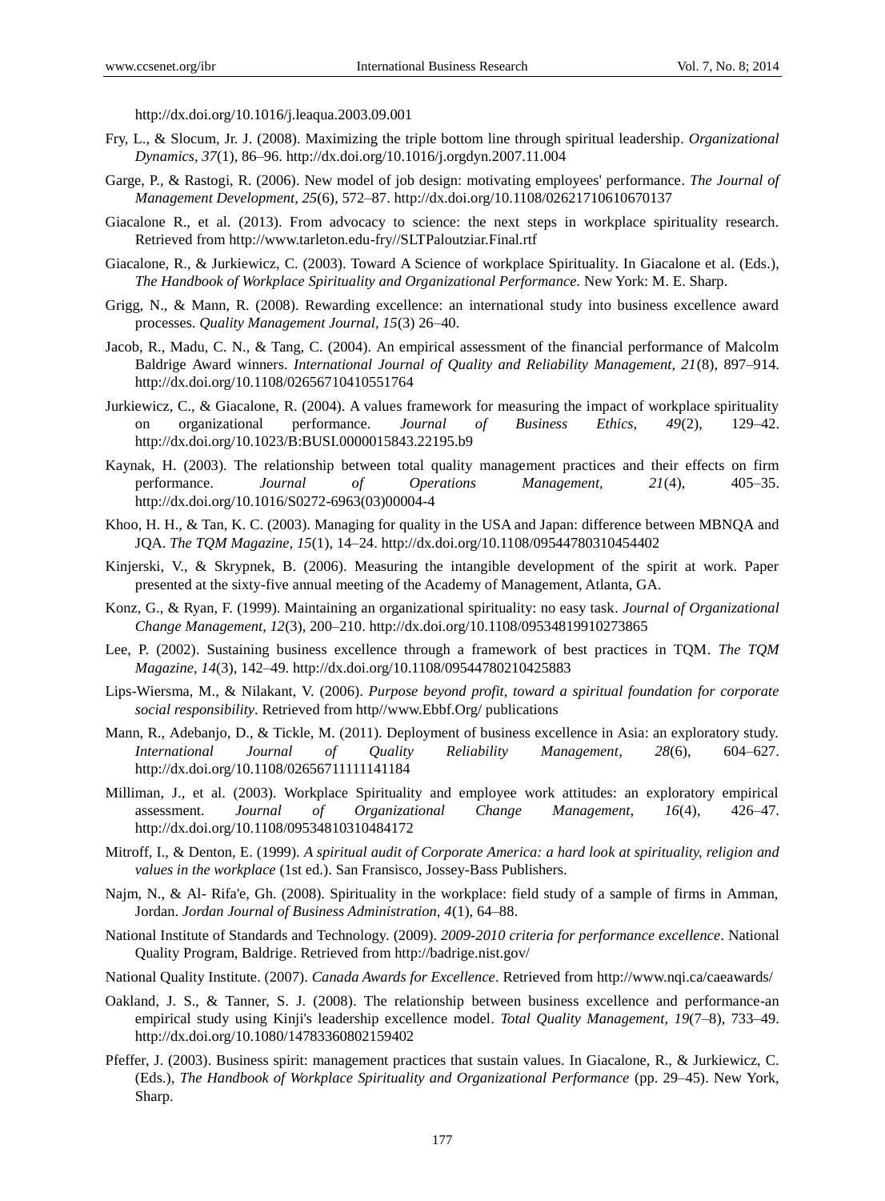http://dx.doi.org/10.1016/j.leaqua.2003.09.001

Fry, L., & Slocum, Jr. J. (2008). Maximizing the triple bottom line through spiritual leadership. *Organizational Dynamics, 37*(1), 86–96. http://dx.doi.org/10.1016/j.orgdyn.2007.11.004

Garge, P., & Rastogi, R. (2006). New model of job design: motivating employees' performance. *The Journal of Management Development, 25*(6), 572–87. http://dx.doi.org/10.1108/02621710610670137

Giacalone R., et al. (2013). From advocacy to science: the next steps in workplace spirituality research. Retrieved from http://www.tarleton.edu-fry//SLTPaloutziar.Final.rtf

Giacalone, R., & Jurkiewicz, C. (2003). Toward A Science of workplace Spirituality. In Giacalone et al. (Eds.), *The Handbook of Workplace Spirituality and Organizational Performance*. New York: M. E. Sharp.

Grigg, N., & Mann, R. (2008). Rewarding excellence: an international study into business excellence award processes. *Quality Management Journal, 15*(3) 26–40.

Jacob, R., Madu, C. N., & Tang, C. (2004). An empirical assessment of the financial performance of Malcolm Baldrige Award winners. *International Journal of Quality and Reliability Management, 21*(8), 897–914. http://dx.doi.org/10.1108/02656710410551764

Jurkiewicz, C., & Giacalone, R. (2004). A values framework for measuring the impact of workplace spirituality on organizational performance. *Journal of Business Ethics, 49*(2), 129–42. http://dx.doi.org/10.1023/B:BUSI.0000015843.22195.b9

Kaynak, H. (2003). The relationship between total quality management practices and their effects on firm performance. *Journal of Operations Management, 21*(4), 405–35. http://dx.doi.org/10.1016/S0272-6963(03)00004-4

Khoo, H. H., & Tan, K. C. (2003). Managing for quality in the USA and Japan: difference between MBNQA and JQA. *The TQM Magazine, 15*(1), 14–24. http://dx.doi.org/10.1108/09544780310454402

Kinjerski, V., & Skrypnek, B. (2006). Measuring the intangible development of the spirit at work. Paper presented at the sixty-five annual meeting of the Academy of Management, Atlanta, GA.

Konz, G., & Ryan, F. (1999). Maintaining an organizational spirituality: no easy task. *Journal of Organizational Change Management, 12*(3), 200–210. http://dx.doi.org/10.1108/09534819910273865

Lee, P. (2002). Sustaining business excellence through a framework of best practices in TQM. *The TQM Magazine, 14*(3), 142–49. http://dx.doi.org/10.1108/09544780210425883

Lips-Wiersma, M., & Nilakant, V. (2006). *Purpose beyond profit, toward a spiritual foundation for corporate social responsibility*. Retrieved from http//www.Ebbf.Org/ publications

Mann, R., Adebanjo, D., & Tickle, M. (2011). Deployment of business excellence in Asia: an exploratory study. *International Journal of Quality Reliability Management, 28*(6), 604–627. http://dx.doi.org/10.1108/02656711111141184

Milliman, J., et al. (2003). Workplace Spirituality and employee work attitudes: an exploratory empirical assessment. *Journal of Organizational Change Management, 16*(4), 426–47. http://dx.doi.org/10.1108/09534810310484172

Mitroff, I., & Denton, E. (1999). *A spiritual audit of Corporate America: a hard look at spirituality, religion and values in the workplace* (1st ed.). San Fransisco, Jossey-Bass Publishers.

Najm, N., & Al- Rifa'e, Gh. (2008). Spirituality in the workplace: field study of a sample of firms in Amman, Jordan. *Jordan Journal of Business Administration, 4*(1), 64–88.

National Institute of Standards and Technology. (2009). *2009-2010 criteria for performance excellence*. National Quality Program, Baldrige. Retrieved from http://badrige.nist.gov/

National Quality Institute. (2007). *Canada Awards for Excellence*. Retrieved from http://www.nqi.ca/caeawards/

Oakland, J. S., & Tanner, S. J. (2008). The relationship between business excellence and performance-an empirical study using Kinji's leadership excellence model. *Total Quality Management, 19*(7–8), 733–49. http://dx.doi.org/10.1080/14783360802159402

Pfeffer, J. (2003). Business spirit: management practices that sustain values. In Giacalone, R., & Jurkiewicz, C. (Eds.), *The Handbook of Workplace Spirituality and Organizational Performance* (pp. 29–45). New York, Sharp.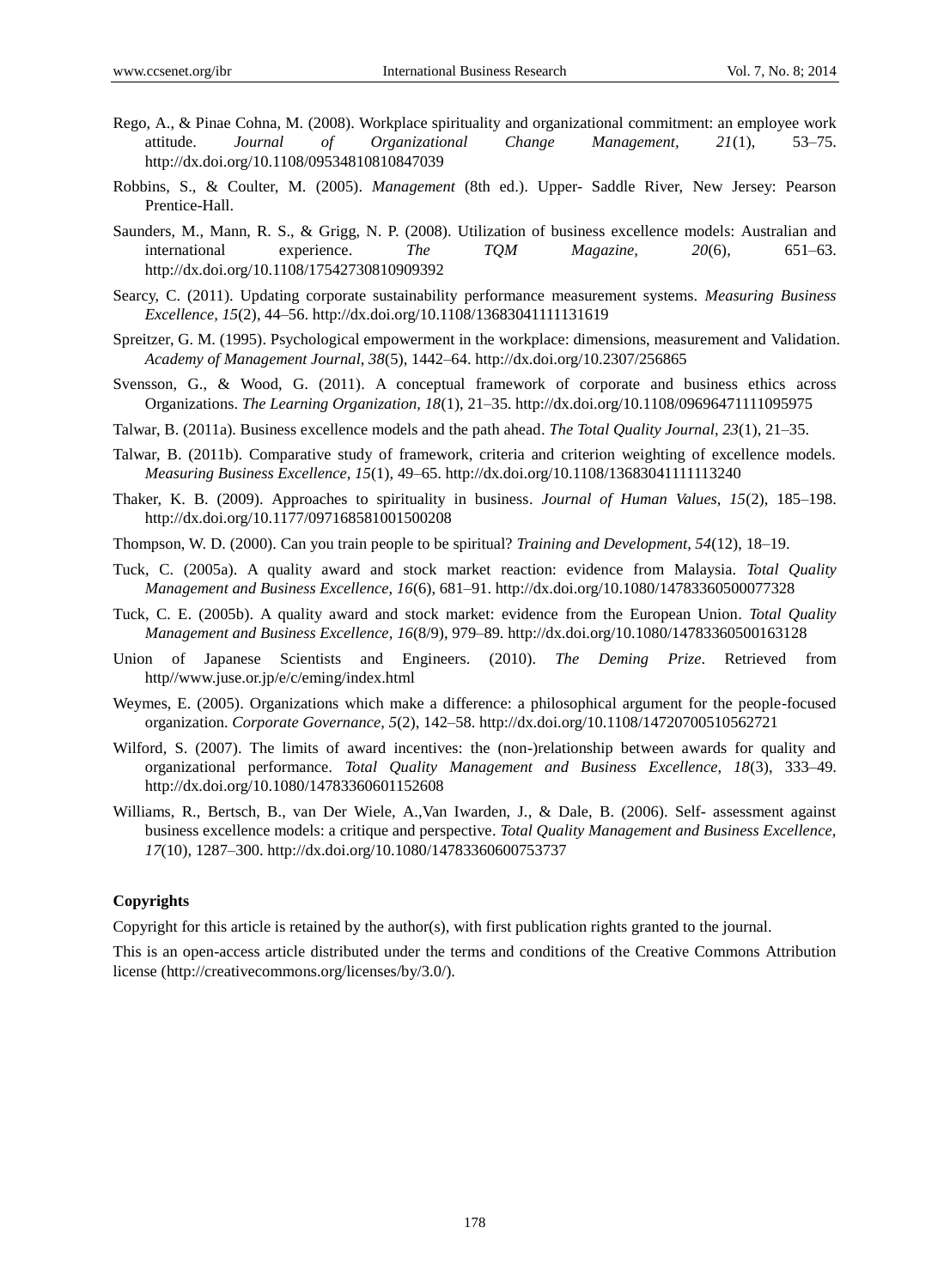Rego, A., & Pinae Cohna, M. (2008). Workplace spirituality and organizational commitment: an employee work attitude. *Journal of Organizational Change Management, 21*(1), 53–75. http://dx.doi.org/10.1108/09534810810847039

Robbins, S., & Coulter, M. (2005). *Management* (8th ed.). Upper- Saddle River, New Jersey: Pearson Prentice-Hall.

Saunders, M., Mann, R. S., & Grigg, N. P. (2008). Utilization of business excellence models: Australian and international experience. *The TQM Magazine, 20*(6), 651–63. http://dx.doi.org/10.1108/17542730810909392

Searcy, C. (2011). Updating corporate sustainability performance measurement systems. *Measuring Business Excellence, 15*(2), 44–56. http://dx.doi.org/10.1108/13683041111131619

Spreitzer, G. M. (1995). Psychological empowerment in the workplace: dimensions, measurement and Validation. *Academy of Management Journal, 38*(5), 1442–64. http://dx.doi.org/10.2307/256865

Svensson, G., & Wood, G. (2011). A conceptual framework of corporate and business ethics across Organizations. *The Learning Organization, 18*(1), 21–35. http://dx.doi.org/10.1108/09696471111095975

Talwar, B. (2011a). Business excellence models and the path ahead. *The Total Quality Journal, 23*(1), 21–35.

Talwar, B. (2011b). Comparative study of framework, criteria and criterion weighting of excellence models. *Measuring Business Excellence, 15*(1), 49–65. http://dx.doi.org/10.1108/13683041111113240

Thaker, K. B. (2009). Approaches to spirituality in business. *Journal of Human Values, 15*(2), 185–198. http://dx.doi.org/10.1177/097168581001500208

Thompson, W. D. (2000). Can you train people to be spiritual? *Training and Development, 54*(12), 18–19.

Tuck, C. (2005a). A quality award and stock market reaction: evidence from Malaysia. *Total Quality Management and Business Excellence, 16*(6), 681–91. http://dx.doi.org/10.1080/14783360500077328

Tuck, C. E. (2005b). A quality award and stock market: evidence from the European Union. *Total Quality Management and Business Excellence, 16*(8/9), 979–89. http://dx.doi.org/10.1080/14783360500163128

Union of Japanese Scientists and Engineers. (2010). *The Deming Prize*. Retrieved from http//www.juse.or.jp/e/c/eming/index.html

Weymes, E. (2005). Organizations which make a difference: a philosophical argument for the people-focused organization. *Corporate Governance, 5*(2), 142–58. http://dx.doi.org/10.1108/14720700510562721

Wilford, S. (2007). The limits of award incentives: the (non-)relationship between awards for quality and organizational performance. *Total Quality Management and Business Excellence, 18*(3), 333–49. http://dx.doi.org/10.1080/14783360601152608

Williams, R., Bertsch, B., van Der Wiele, A.,Van Iwarden, J., & Dale, B. (2006). Self- assessment against business excellence models: a critique and perspective. *Total Quality Management and Business Excellence, 17*(10), 1287–300. http://dx.doi.org/10.1080/14783360600753737

### Copyrights

Copyright for this article is retained by the author(s), with first publication rights granted to the journal.

This is an open-access article distributed under the terms and conditions of the Creative Commons Attribution license (http://creativecommons.org/licenses/by/3.0/).